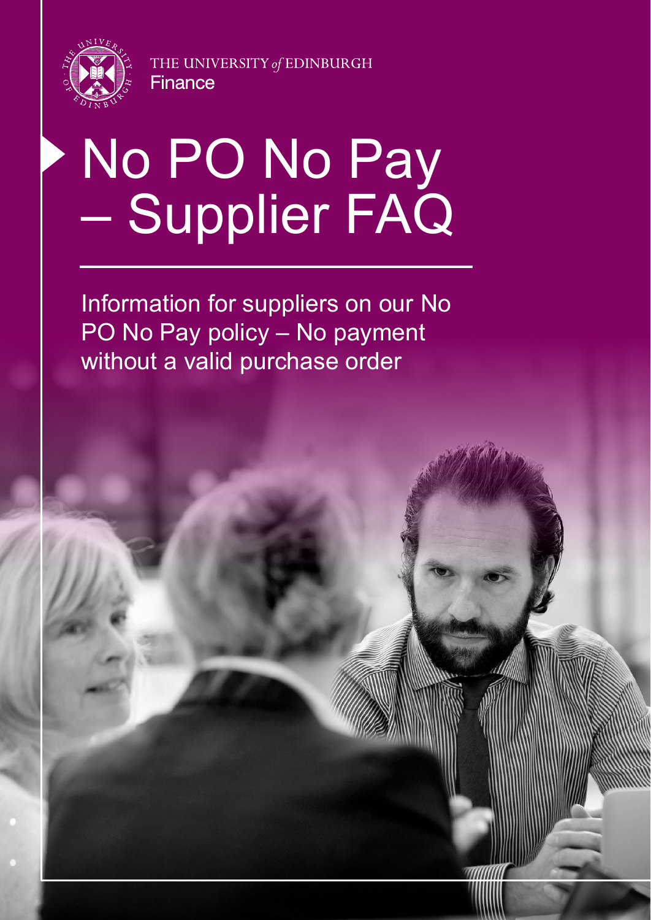THE UNIVERSITY *of* EDINBURGH
Finance

# No PO No Pay – Supplier FAQ

Information for suppliers on our No PO No Pay policy – No payment without a valid purchase order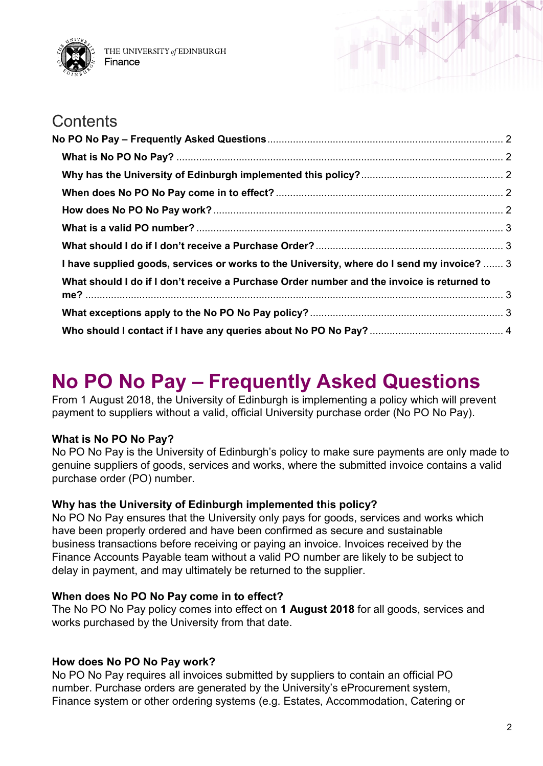# Contents

**No PO No Pay – Frequently Asked Questions** .......... 2

- **What is No PO No Pay?** .......... 2
- **Why has the University of Edinburgh implemented this policy?** .......... 2
- **When does No PO No Pay come in to effect?** .......... 2
- **How does No PO No Pay work?** .......... 2
- **What is a valid PO number?** .......... 3
- **What should I do if I don't receive a Purchase Order?** .......... 3
- **I have supplied goods, services or works to the University, where do I send my invoice?** .......... 3
- **What should I do if I don't receive a Purchase Order number and the invoice is returned to me?** .......... 3
- **What exceptions apply to the No PO No Pay policy?** .......... 3
- **Who should I contact if I have any queries about No PO No Pay?** .......... 4

# No PO No Pay – Frequently Asked Questions

From 1 August 2018, the University of Edinburgh is implementing a policy which will prevent payment to suppliers without a valid, official University purchase order (No PO No Pay).

### What is No PO No Pay?

No PO No Pay is the University of Edinburgh's policy to make sure payments are only made to genuine suppliers of goods, services and works, where the submitted invoice contains a valid purchase order (PO) number.

### Why has the University of Edinburgh implemented this policy?

No PO No Pay ensures that the University only pays for goods, services and works which have been properly ordered and have been confirmed as secure and sustainable business transactions before receiving or paying an invoice. Invoices received by the Finance Accounts Payable team without a valid PO number are likely to be subject to delay in payment, and may ultimately be returned to the supplier.

### When does No PO No Pay come in to effect?

The No PO No Pay policy comes into effect on **1 August 2018** for all goods, services and works purchased by the University from that date.

### How does No PO No Pay work?

No PO No Pay requires all invoices submitted by suppliers to contain an official PO number. Purchase orders are generated by the University's eProcurement system, Finance system or other ordering systems (e.g. Estates, Accommodation, Catering or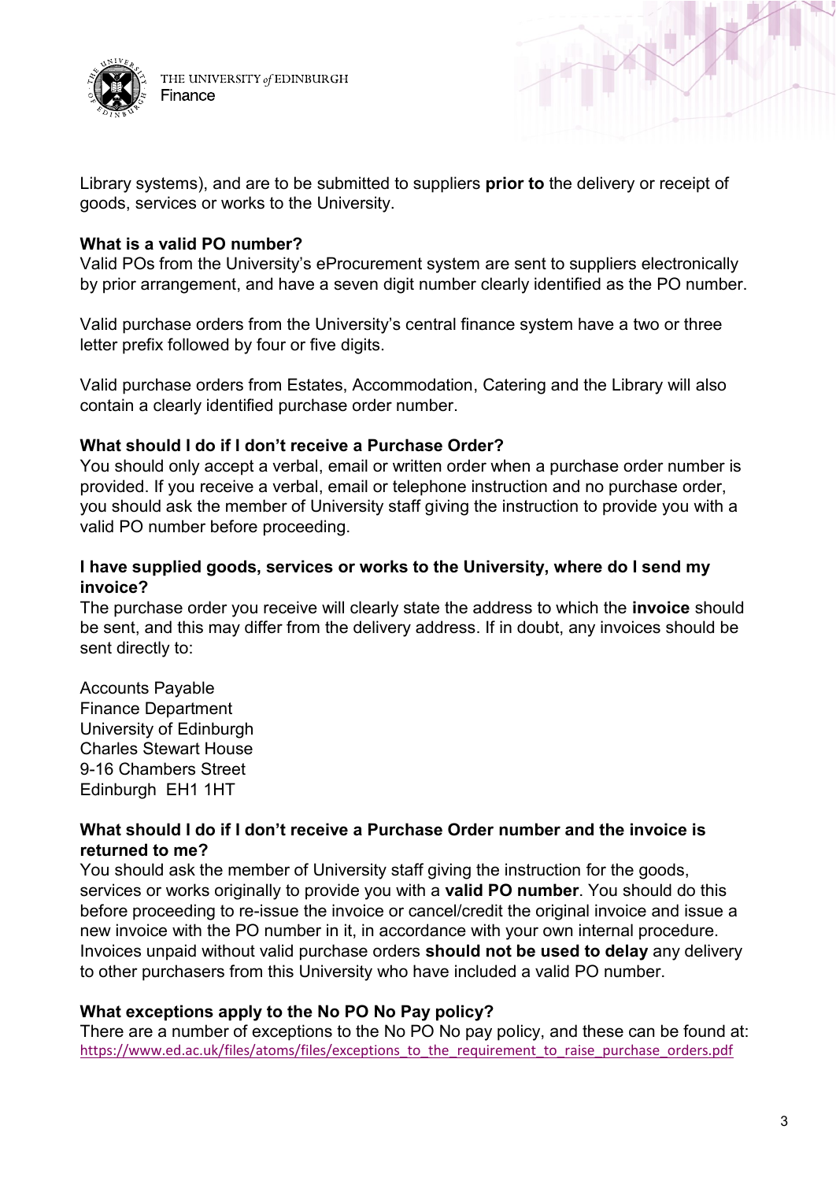Library systems), and are to be submitted to suppliers **prior to** the delivery or receipt of goods, services or works to the University.

**What is a valid PO number?**

Valid POs from the University's eProcurement system are sent to suppliers electronically by prior arrangement, and have a seven digit number clearly identified as the PO number.

Valid purchase orders from the University's central finance system have a two or three letter prefix followed by four or five digits.

Valid purchase orders from Estates, Accommodation, Catering and the Library will also contain a clearly identified purchase order number.

**What should I do if I don't receive a Purchase Order?**

You should only accept a verbal, email or written order when a purchase order number is provided. If you receive a verbal, email or telephone instruction and no purchase order, you should ask the member of University staff giving the instruction to provide you with a valid PO number before proceeding.

**I have supplied goods, services or works to the University, where do I send my invoice?**

The purchase order you receive will clearly state the address to which the **invoice** should be sent, and this may differ from the delivery address. If in doubt, any invoices should be sent directly to:

Accounts Payable
Finance Department
University of Edinburgh
Charles Stewart House
9-16 Chambers Street
Edinburgh EH1 1HT

**What should I do if I don't receive a Purchase Order number and the invoice is returned to me?**

You should ask the member of University staff giving the instruction for the goods, services or works originally to provide you with a **valid PO number**. You should do this before proceeding to re-issue the invoice or cancel/credit the original invoice and issue a new invoice with the PO number in it, in accordance with your own internal procedure. Invoices unpaid without valid purchase orders **should not be used to delay** any delivery to other purchasers from this University who have included a valid PO number.

**What exceptions apply to the No PO No Pay policy?**

There are a number of exceptions to the No PO No pay policy, and these can be found at: https://www.ed.ac.uk/files/atoms/files/exceptions_to_the_requirement_to_raise_purchase_orders.pdf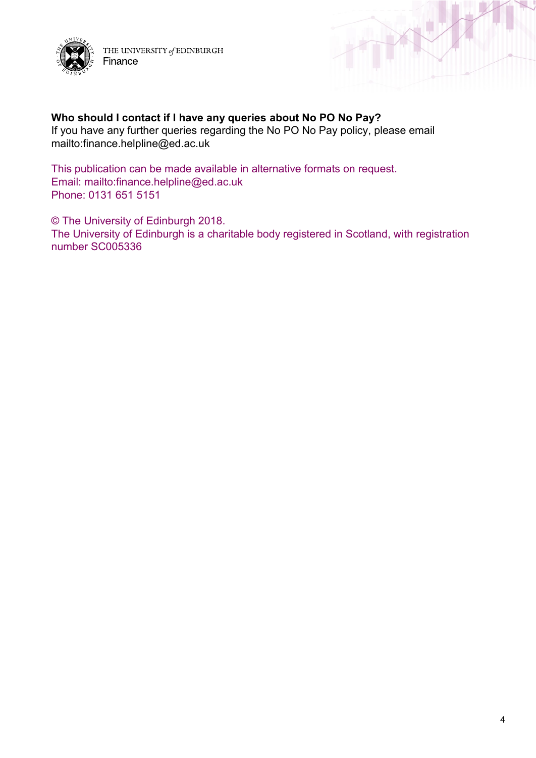**Who should I contact if I have any queries about No PO No Pay?**
If you have any further queries regarding the No PO No Pay policy, please email mailto:finance.helpline@ed.ac.uk

This publication can be made available in alternative formats on request.
Email: mailto:finance.helpline@ed.ac.uk
Phone: 0131 651 5151

© The University of Edinburgh 2018.
The University of Edinburgh is a charitable body registered in Scotland, with registration number SC005336